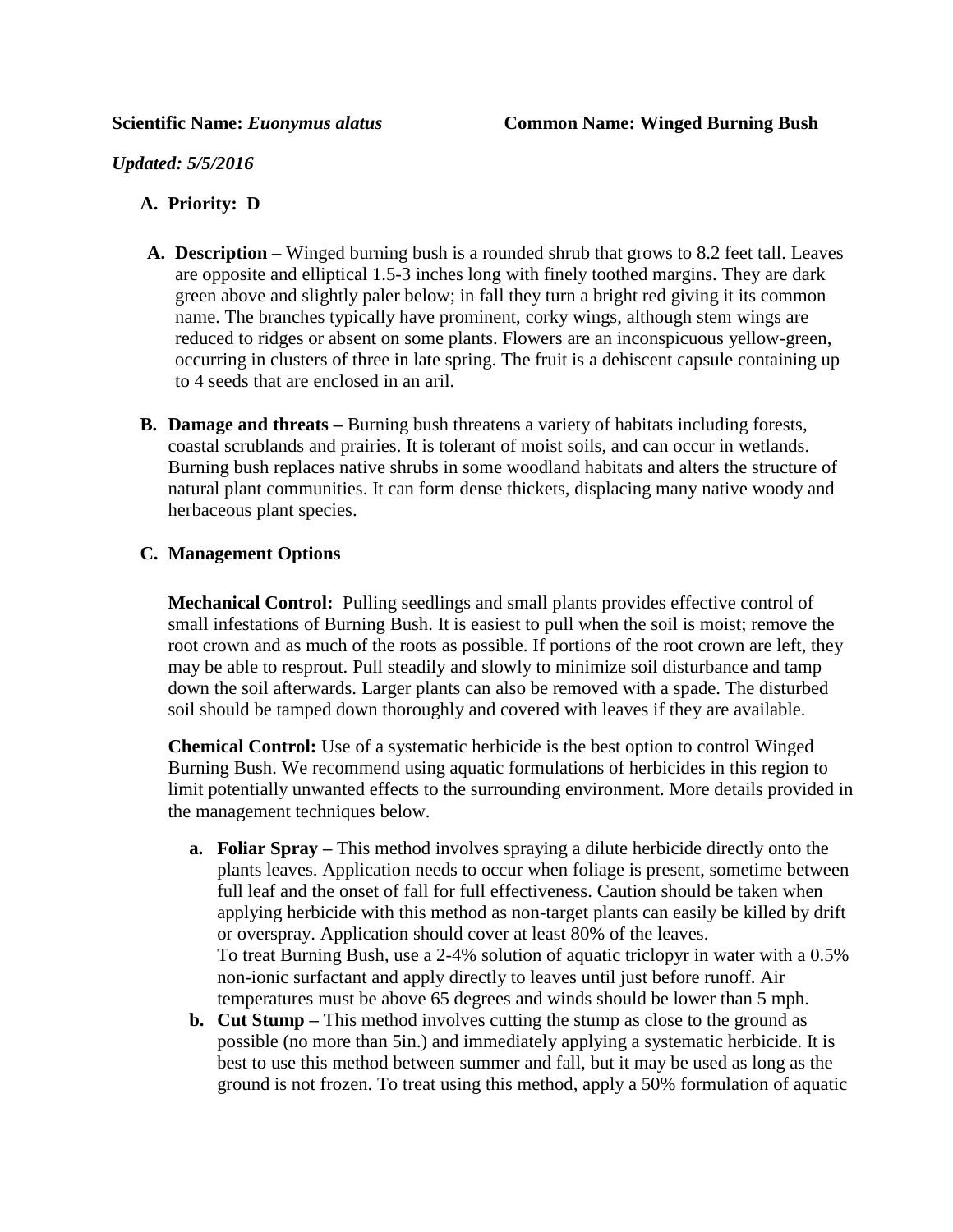**Scientific Name:** ***Euonymus alatus*** **Common Name: Winged Burning Bush**

***Updated: 5/5/2016***

**A. Priority: D**

**A. Description –** Winged burning bush is a rounded shrub that grows to 8.2 feet tall. Leaves are opposite and elliptical 1.5-3 inches long with finely toothed margins. They are dark green above and slightly paler below; in fall they turn a bright red giving it its common name. The branches typically have prominent, corky wings, although stem wings are reduced to ridges or absent on some plants. Flowers are an inconspicuous yellow-green, occurring in clusters of three in late spring. The fruit is a dehiscent capsule containing up to 4 seeds that are enclosed in an aril.

**B. Damage and threats –** Burning bush threatens a variety of habitats including forests, coastal scrublands and prairies. It is tolerant of moist soils, and can occur in wetlands. Burning bush replaces native shrubs in some woodland habitats and alters the structure of natural plant communities. It can form dense thickets, displacing many native woody and herbaceous plant species.

**C. Management Options**

**Mechanical Control:** Pulling seedlings and small plants provides effective control of small infestations of Burning Bush. It is easiest to pull when the soil is moist; remove the root crown and as much of the roots as possible. If portions of the root crown are left, they may be able to resprout. Pull steadily and slowly to minimize soil disturbance and tamp down the soil afterwards. Larger plants can also be removed with a spade. The disturbed soil should be tamped down thoroughly and covered with leaves if they are available.

**Chemical Control:** Use of a systematic herbicide is the best option to control Winged Burning Bush. We recommend using aquatic formulations of herbicides in this region to limit potentially unwanted effects to the surrounding environment. More details provided in the management techniques below.

a. **Foliar Spray –** This method involves spraying a dilute herbicide directly onto the plants leaves. Application needs to occur when foliage is present, sometime between full leaf and the onset of fall for full effectiveness. Caution should be taken when applying herbicide with this method as non-target plants can easily be killed by drift or overspray. Application should cover at least 80% of the leaves.
   To treat Burning Bush, use a 2-4% solution of aquatic triclopyr in water with a 0.5% non-ionic surfactant and apply directly to leaves until just before runoff. Air temperatures must be above 65 degrees and winds should be lower than 5 mph.
b. **Cut Stump –** This method involves cutting the stump as close to the ground as possible (no more than 5in.) and immediately applying a systematic herbicide. It is best to use this method between summer and fall, but it may be used as long as the ground is not frozen. To treat using this method, apply a 50% formulation of aquatic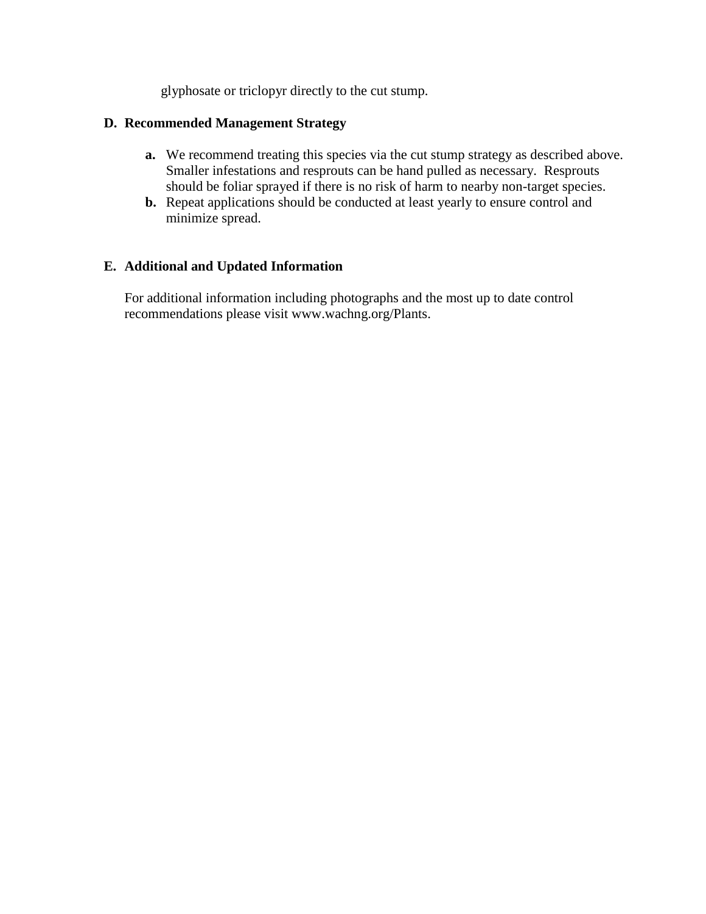glyphosate or triclopyr directly to the cut stump.

**D. Recommended Management Strategy**

- **a.** We recommend treating this species via the cut stump strategy as described above. Smaller infestations and resprouts can be hand pulled as necessary. Resprouts should be foliar sprayed if there is no risk of harm to nearby non-target species.
- **b.** Repeat applications should be conducted at least yearly to ensure control and minimize spread.

**E. Additional and Updated Information**

For additional information including photographs and the most up to date control recommendations please visit www.wachng.org/Plants.